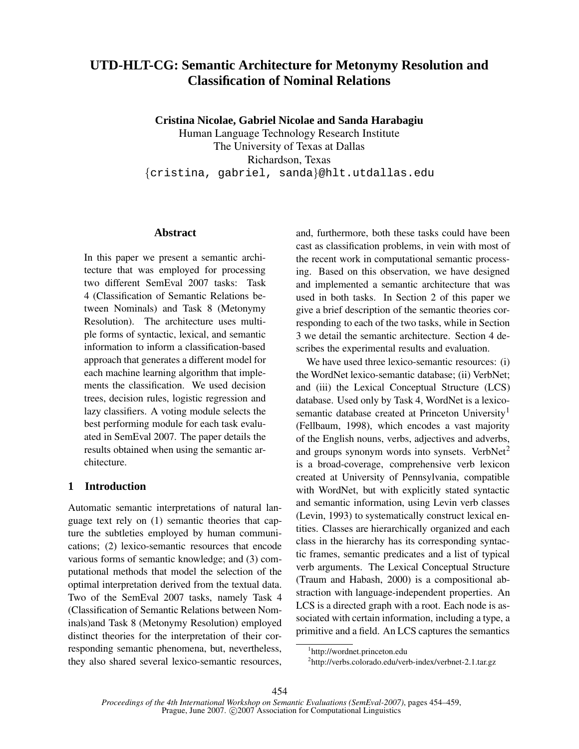# UTD-HLT-CG: Semantic Architecture for Metonymy Resolution and Classification of Nominal Relations

**Cristina Nicolae, Gabriel Nicolae and Sanda Harabagiu**

Human Language Technology Research Institute
The University of Texas at Dallas
Richardson, Texas
{cristina, gabriel, sanda}@hlt.utdallas.edu

## Abstract

In this paper we present a semantic architecture that was employed for processing two different SemEval 2007 tasks: Task 4 (Classification of Semantic Relations between Nominals) and Task 8 (Metonymy Resolution). The architecture uses multiple forms of syntactic, lexical, and semantic information to inform a classification-based approach that generates a different model for each machine learning algorithm that implements the classification. We used decision trees, decision rules, logistic regression and lazy classifiers. A voting module selects the best performing module for each task evaluated in SemEval 2007. The paper details the results obtained when using the semantic architecture.

## 1 Introduction

Automatic semantic interpretations of natural language text rely on (1) semantic theories that capture the subtleties employed by human communications; (2) lexico-semantic resources that encode various forms of semantic knowledge; and (3) computational methods that model the selection of the optimal interpretation derived from the textual data. Two of the SemEval 2007 tasks, namely Task 4 (Classification of Semantic Relations between Nominals)and Task 8 (Metonymy Resolution) employed distinct theories for the interpretation of their corresponding semantic phenomena, but, nevertheless, they also shared several lexico-semantic resources, and, furthermore, both these tasks could have been cast as classification problems, in vein with most of the recent work in computational semantic processing. Based on this observation, we have designed and implemented a semantic architecture that was used in both tasks. In Section 2 of this paper we give a brief description of the semantic theories corresponding to each of the two tasks, while in Section 3 we detail the semantic architecture. Section 4 describes the experimental results and evaluation.

We have used three lexico-semantic resources: (i) the WordNet lexico-semantic database; (ii) VerbNet; and (iii) the Lexical Conceptual Structure (LCS) database. Used only by Task 4, WordNet is a lexico-semantic database created at Princeton University[1] (Fellbaum, 1998), which encodes a vast majority of the English nouns, verbs, adjectives and adverbs, and groups synonym words into synsets. VerbNet[2] is a broad-coverage, comprehensive verb lexicon created at University of Pennsylvania, compatible with WordNet, but with explicitly stated syntactic and semantic information, using Levin verb classes (Levin, 1993) to systematically construct lexical entities. Classes are hierarchically organized and each class in the hierarchy has its corresponding syntactic frames, semantic predicates and a list of typical verb arguments. The Lexical Conceptual Structure (Traum and Habash, 2000) is a compositional abstraction with language-independent properties. An LCS is a directed graph with a root. Each node is associated with certain information, including a type, a primitive and a field. An LCS captures the semantics

[1]http://wordnet.princeton.edu

[2]http://verbs.colorado.edu/verb-index/verbnet-2.1.tar.gz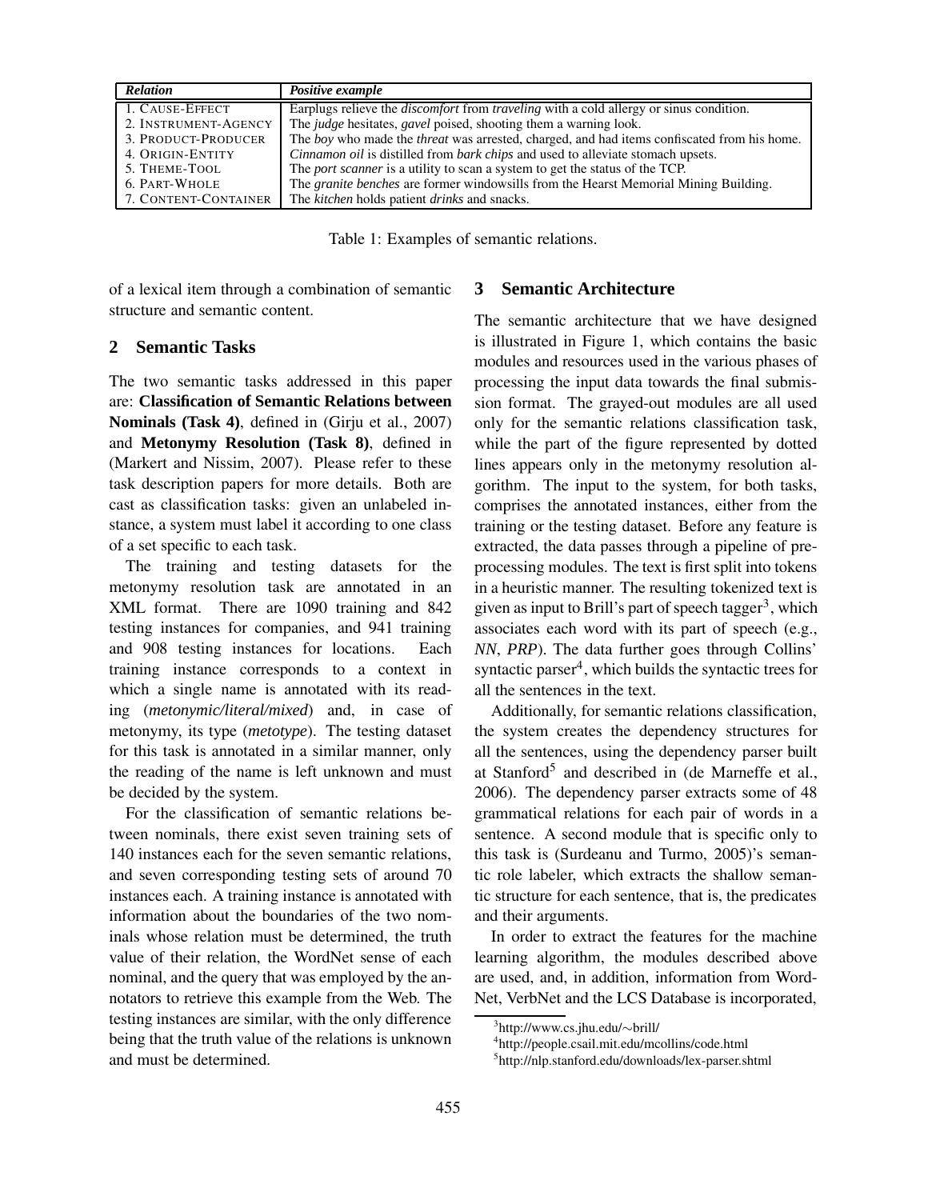| *Relation* | *Positive example* |
|---|---|
| 1. CAUSE-EFFECT | Earplugs relieve the *discomfort* from *traveling* with a cold allergy or sinus condition. |
| 2. INSTRUMENT-AGENCY | The *judge* hesitates, *gavel* poised, shooting them a warning look. |
| 3. PRODUCT-PRODUCER | The *boy* who made the *threat* was arrested, charged, and had items confiscated from his home. |
| 4. ORIGIN-ENTITY | *Cinnamon oil* is distilled from *bark chips* and used to alleviate stomach upsets. |
| 5. THEME-TOOL | The *port scanner* is a utility to scan a system to get the status of the TCP. |
| 6. PART-WHOLE | The *granite benches* are former windowsills from the Hearst Memorial Mining Building. |
| 7. CONTENT-CONTAINER | The *kitchen* holds patient *drinks* and snacks. |

Table 1: Examples of semantic relations.

of a lexical item through a combination of semantic structure and semantic content.

## 2 Semantic Tasks

The two semantic tasks addressed in this paper are: **Classification of Semantic Relations between Nominals (Task 4)**, defined in (Girju et al., 2007) and **Metonymy Resolution (Task 8)**, defined in (Markert and Nissim, 2007). Please refer to these task description papers for more details. Both are cast as classification tasks: given an unlabeled instance, a system must label it according to one class of a set specific to each task.

The training and testing datasets for the metonymy resolution task are annotated in an XML format. There are 1090 training and 842 testing instances for companies, and 941 training and 908 testing instances for locations. Each training instance corresponds to a context in which a single name is annotated with its reading (*metonymic/literal/mixed*) and, in case of metonymy, its type (*metotype*). The testing dataset for this task is annotated in a similar manner, only the reading of the name is left unknown and must be decided by the system.

For the classification of semantic relations between nominals, there exist seven training sets of 140 instances each for the seven semantic relations, and seven corresponding testing sets of around 70 instances each. A training instance is annotated with information about the boundaries of the two nominals whose relation must be determined, the truth value of their relation, the WordNet sense of each nominal, and the query that was employed by the annotators to retrieve this example from the Web. The testing instances are similar, with the only difference being that the truth value of the relations is unknown and must be determined.

## 3 Semantic Architecture

The semantic architecture that we have designed is illustrated in Figure 1, which contains the basic modules and resources used in the various phases of processing the input data towards the final submission format. The grayed-out modules are all used only for the semantic relations classification task, while the part of the figure represented by dotted lines appears only in the metonymy resolution algorithm. The input to the system, for both tasks, comprises the annotated instances, either from the training or the testing dataset. Before any feature is extracted, the data passes through a pipeline of preprocessing modules. The text is first split into tokens in a heuristic manner. The resulting tokenized text is given as input to Brill's part of speech tagger[3], which associates each word with its part of speech (e.g., *NN*, *PRP*). The data further goes through Collins' syntactic parser[4], which builds the syntactic trees for all the sentences in the text.

Additionally, for semantic relations classification, the system creates the dependency structures for all the sentences, using the dependency parser built at Stanford[5] and described in (de Marneffe et al., 2006). The dependency parser extracts some of 48 grammatical relations for each pair of words in a sentence. A second module that is specific only to this task is (Surdeanu and Turmo, 2005)'s semantic role labeler, which extracts the shallow semantic structure for each sentence, that is, the predicates and their arguments.

In order to extract the features for the machine learning algorithm, the modules described above are used, and, in addition, information from WordNet, VerbNet and the LCS Database is incorporated,

[3] http://www.cs.jhu.edu/∼brill/

[4] http://people.csail.mit.edu/mcollins/code.html

[5] http://nlp.stanford.edu/downloads/lex-parser.shtml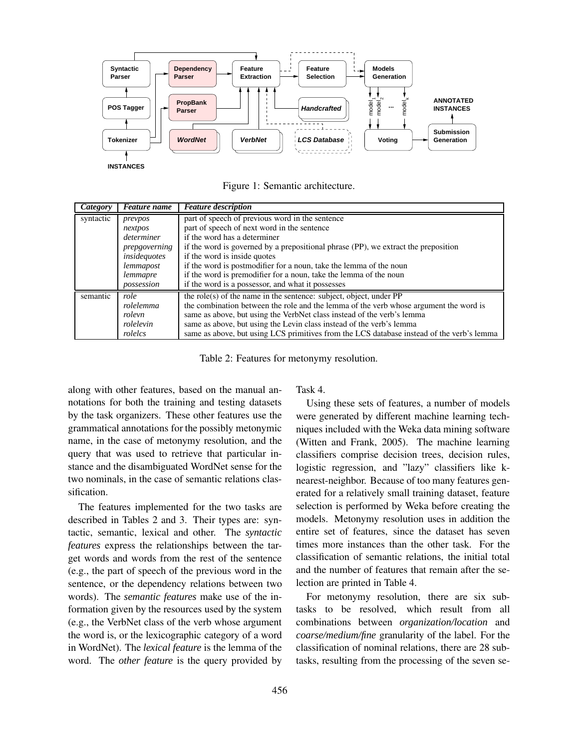Figure 1: Semantic architecture.

| *Category* | *Feature name* | *Feature description* |
|---|---|---|
| syntactic | *prevpos* | part of speech of previous word in the sentence |
| | *nextpos* | part of speech of next word in the sentence |
| | *determiner* | if the word has a determiner |
| | *prepgoverning* | if the word is governed by a prepositional phrase (PP), we extract the preposition |
| | *insidequotes* | if the word is inside quotes |
| | *lemmapost* | if the word is postmodifier for a noun, take the lemma of the noun |
| | *lemmapre* | if the word is premodifier for a noun, take the lemma of the noun |
| | *possession* | if the word is a possessor, and what it possesses |
| semantic | *role* | the role(s) of the name in the sentence: subject, object, under PP |
| | *rolelemma* | the combination between the role and the lemma of the verb whose argument the word is |
| | *rolevn* | same as above, but using the VerbNet class instead of the verb's lemma |
| | *rolelevin* | same as above, but using the Levin class instead of the verb's lemma |
| | *rolelcs* | same as above, but using LCS primitives from the LCS database instead of the verb's lemma |

Table 2: Features for metonymy resolution.

along with other features, based on the manual annotations for both the training and testing datasets by the task organizers. These other features use the grammatical annotations for the possibly metonymic name, in the case of metonymy resolution, and the query that was used to retrieve that particular instance and the disambiguated WordNet sense for the two nominals, in the case of semantic relations classification.

The features implemented for the two tasks are described in Tables 2 and 3. Their types are: syntactic, semantic, lexical and other. The *syntactic features* express the relationships between the target words and words from the rest of the sentence (e.g., the part of speech of the previous word in the sentence, or the dependency relations between two words). The *semantic features* make use of the information given by the resources used by the system (e.g., the VerbNet class of the verb whose argument the word is, or the lexicographic category of a word in WordNet). The *lexical feature* is the lemma of the word. The *other feature* is the query provided by Task 4.

Using these sets of features, a number of models were generated by different machine learning techniques included with the Weka data mining software (Witten and Frank, 2005). The machine learning classifiers comprise decision trees, decision rules, logistic regression, and "lazy" classifiers like k-nearest-neighbor. Because of too many features generated for a relatively small training dataset, feature selection is performed by Weka before creating the models. Metonymy resolution uses in addition the entire set of features, since the dataset has seven times more instances than the other task. For the classification of semantic relations, the initial total and the number of features that remain after the selection are printed in Table 4.

For metonymy resolution, there are six subtasks to be resolved, which result from all combinations between *organization/location* and *coarse/medium/fine* granularity of the label. For the classification of nominal relations, there are 28 subtasks, resulting from the processing of the seven se-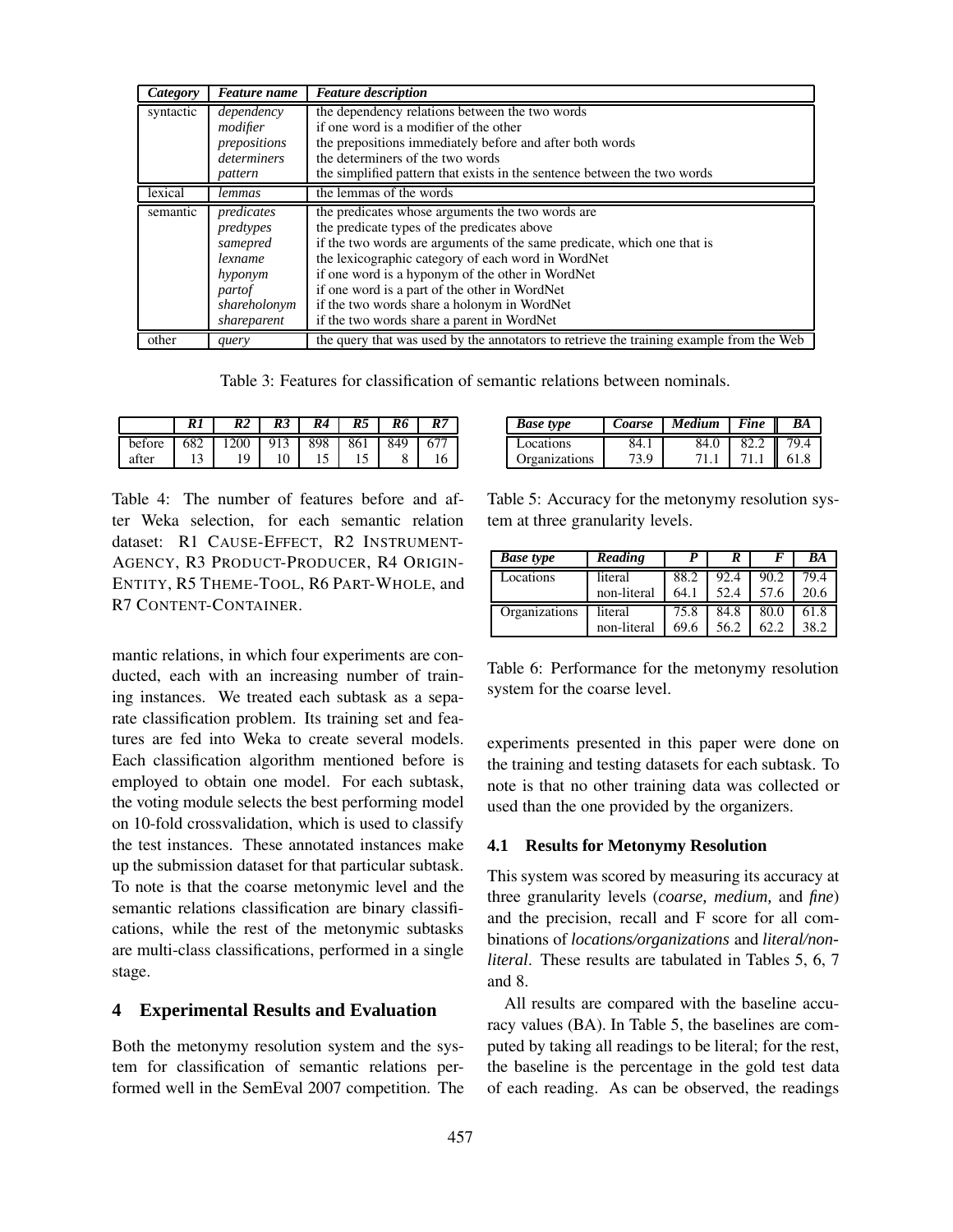| *Category* | *Feature name* | *Feature description* |
|---|---|---|
| syntactic | *dependency* | the dependency relations between the two words |
| | *modifier* | if one word is a modifier of the other |
| | *prepositions* | the prepositions immediately before and after both words |
| | *determiners* | the determiners of the two words |
| | *pattern* | the simplified pattern that exists in the sentence between the two words |
| lexical | *lemmas* | the lemmas of the words |
| semantic | *predicates* | the predicates whose arguments the two words are |
| | *predtypes* | the predicate types of the predicates above |
| | *samepred* | if the two words are arguments of the same predicate, which one that is |
| | *lexname* | the lexicographic category of each word in WordNet |
| | *hyponym* | if one word is a hyponym of the other in WordNet |
| | *partof* | if one word is a part of the other in WordNet |
| | *shareholonym* | if the two words share a holonym in WordNet |
| | *shareparent* | if the two words share a parent in WordNet |
| other | *query* | the query that was used by the annotators to retrieve the training example from the Web |

Table 3: Features for classification of semantic relations between nominals.

| | *R1* | *R2* | *R3* | *R4* | *R5* | *R6* | *R7* |
|---|---|---|---|---|---|---|---|
| before | 682 | 1200 | 913 | 898 | 861 | 849 | 677 |
| after | 13 | 19 | 10 | 15 | 15 | 8 | 16 |

Table 4: The number of features before and after Weka selection, for each semantic relation dataset: R1 CAUSE-EFFECT, R2 INSTRUMENT-AGENCY, R3 PRODUCT-PRODUCER, R4 ORIGIN-ENTITY, R5 THEME-TOOL, R6 PART-WHOLE, and R7 CONTENT-CONTAINER.

mantic relations, in which four experiments are conducted, each with an increasing number of training instances. We treated each subtask as a separate classification problem. Its training set and features are fed into Weka to create several models. Each classification algorithm mentioned before is employed to obtain one model. For each subtask, the voting module selects the best performing model on 10-fold crossvalidation, which is used to classify the test instances. These annotated instances make up the submission dataset for that particular subtask. To note is that the coarse metonymic level and the semantic relations classification are binary classifications, while the rest of the metonymic subtasks are multi-class classifications, performed in a single stage.

## 4 Experimental Results and Evaluation

Both the metonymy resolution system and the system for classification of semantic relations performed well in the SemEval 2007 competition. The experiments presented in this paper were done on the training and testing datasets for each subtask. To note is that no other training data was collected or used than the one provided by the organizers.

| *Base type* | *Coarse* | *Medium* | *Fine* | *BA* |
|---|---|---|---|---|
| Locations | 84.1 | 84.0 | 82.2 | 79.4 |
| Organizations | 73.9 | 71.1 | 71.1 | 61.8 |

Table 5: Accuracy for the metonymy resolution system at three granularity levels.

| *Base type* | *Reading* | *P* | *R* | *F* | *BA* |
|---|---|---|---|---|---|
| Locations | literal | 88.2 | 92.4 | 90.2 | 79.4 |
| | non-literal | 64.1 | 52.4 | 57.6 | 20.6 |
| Organizations | literal | 75.8 | 84.8 | 80.0 | 61.8 |
| | non-literal | 69.6 | 56.2 | 62.2 | 38.2 |

Table 6: Performance for the metonymy resolution system for the coarse level.

### 4.1 Results for Metonymy Resolution

This system was scored by measuring its accuracy at three granularity levels (*coarse, medium,* and *fine*) and the precision, recall and F score for all combinations of *locations/organizations* and *literal/non-literal*. These results are tabulated in Tables 5, 6, 7 and 8.

All results are compared with the baseline accuracy values (BA). In Table 5, the baselines are computed by taking all readings to be literal; for the rest, the baseline is the percentage in the gold test data of each reading. As can be observed, the readings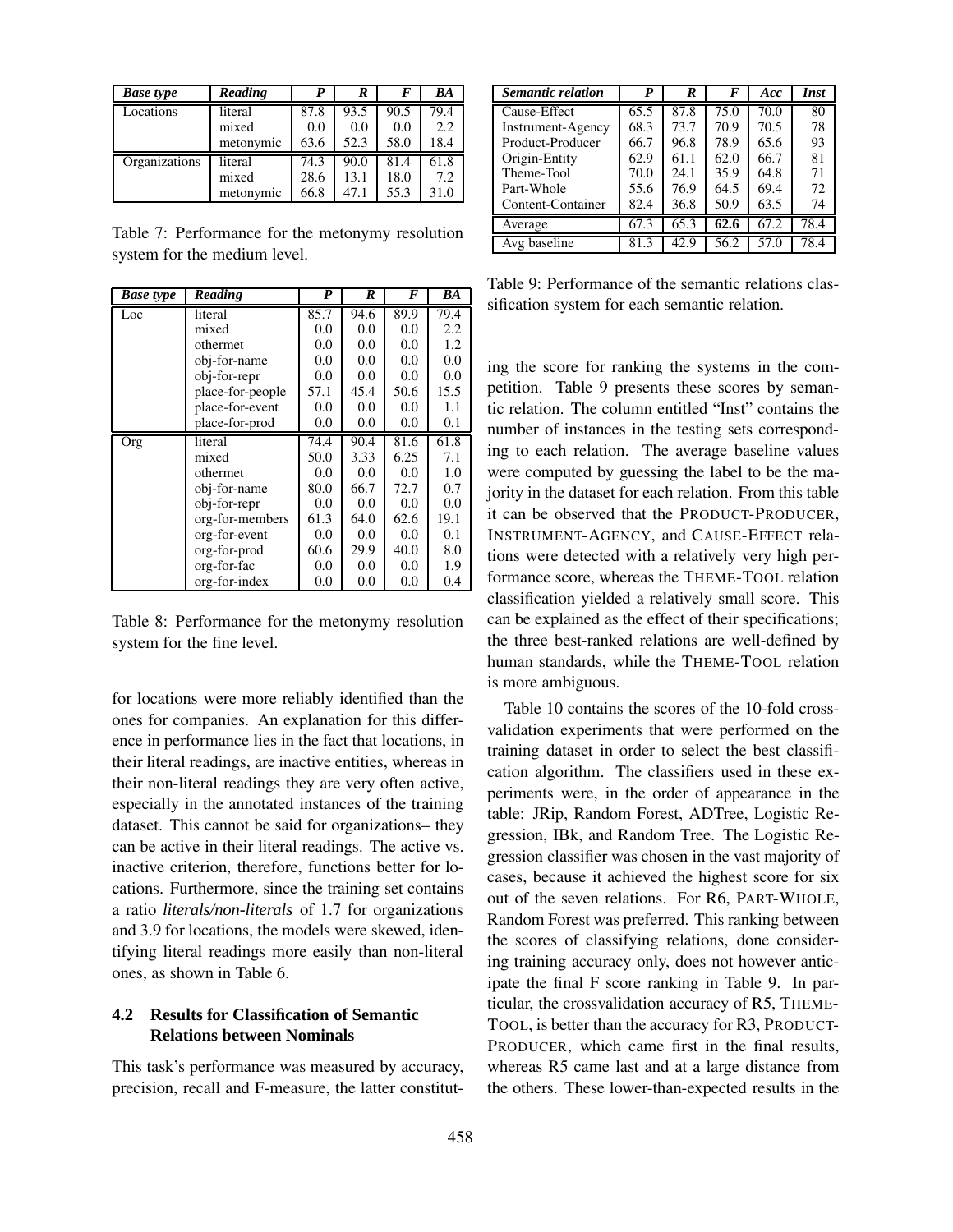| *Base type* | *Reading* | *P* | *R* | *F* | *BA* |
|---|---|---|---|---|---|
| Locations | literal | 87.8 | 93.5 | 90.5 | 79.4 |
| | mixed | 0.0 | 0.0 | 0.0 | 2.2 |
| | metonymic | 63.6 | 52.3 | 58.0 | 18.4 |
| Organizations | literal | 74.3 | 90.0 | 81.4 | 61.8 |
| | mixed | 28.6 | 13.1 | 18.0 | 7.2 |
| | metonymic | 66.8 | 47.1 | 55.3 | 31.0 |

Table 7: Performance for the metonymy resolution system for the medium level.

| *Base type* | *Reading* | *P* | *R* | *F* | *BA* |
|---|---|---|---|---|---|
| Loc | literal | 85.7 | 94.6 | 89.9 | 79.4 |
| | mixed | 0.0 | 0.0 | 0.0 | 2.2 |
| | othermet | 0.0 | 0.0 | 0.0 | 1.2 |
| | obj-for-name | 0.0 | 0.0 | 0.0 | 0.0 |
| | obj-for-repr | 0.0 | 0.0 | 0.0 | 0.0 |
| | place-for-people | 57.1 | 45.4 | 50.6 | 15.5 |
| | place-for-event | 0.0 | 0.0 | 0.0 | 1.1 |
| | place-for-prod | 0.0 | 0.0 | 0.0 | 0.1 |
| Org | literal | 74.4 | 90.4 | 81.6 | 61.8 |
| | mixed | 50.0 | 3.33 | 6.25 | 7.1 |
| | othermet | 0.0 | 0.0 | 0.0 | 1.0 |
| | obj-for-name | 80.0 | 66.7 | 72.7 | 0.7 |
| | obj-for-repr | 0.0 | 0.0 | 0.0 | 0.0 |
| | org-for-members | 61.3 | 64.0 | 62.6 | 19.1 |
| | org-for-event | 0.0 | 0.0 | 0.0 | 0.1 |
| | org-for-prod | 60.6 | 29.9 | 40.0 | 8.0 |
| | org-for-fac | 0.0 | 0.0 | 0.0 | 1.9 |
| | org-for-index | 0.0 | 0.0 | 0.0 | 0.4 |

Table 8: Performance for the metonymy resolution system for the fine level.

for locations were more reliably identified than the ones for companies. An explanation for this difference in performance lies in the fact that locations, in their literal readings, are inactive entities, whereas in their non-literal readings they are very often active, especially in the annotated instances of the training dataset. This cannot be said for organizations– they can be active in their literal readings. The active vs. inactive criterion, therefore, functions better for locations. Furthermore, since the training set contains a ratio *literals/non-literals* of 1.7 for organizations and 3.9 for locations, the models were skewed, identifying literal readings more easily than non-literal ones, as shown in Table 6.

### 4.2 Results for Classification of Semantic Relations between Nominals

This task's performance was measured by accuracy, precision, recall and F-measure, the latter constituting the score for ranking the systems in the competition. Table 9 presents these scores by semantic relation. The column entitled "Inst" contains the number of instances in the testing sets corresponding to each relation. The average baseline values were computed by guessing the label to be the majority in the dataset for each relation. From this table it can be observed that the PRODUCT-PRODUCER, INSTRUMENT-AGENCY, and CAUSE-EFFECT relations were detected with a relatively very high performance score, whereas the THEME-TOOL relation classification yielded a relatively small score. This can be explained as the effect of their specifications; the three best-ranked relations are well-defined by human standards, while the THEME-TOOL relation is more ambiguous.

| *Semantic relation* | *P* | *R* | *F* | *Acc* | *Inst* |
|---|---|---|---|---|---|
| Cause-Effect | 65.5 | 87.8 | 75.0 | 70.0 | 80 |
| Instrument-Agency | 68.3 | 73.7 | 70.9 | 70.5 | 78 |
| Product-Producer | 66.7 | 96.8 | 78.9 | 65.6 | 93 |
| Origin-Entity | 62.9 | 61.1 | 62.0 | 66.7 | 81 |
| Theme-Tool | 70.0 | 24.1 | 35.9 | 64.8 | 71 |
| Part-Whole | 55.6 | 76.9 | 64.5 | 69.4 | 72 |
| Content-Container | 82.4 | 36.8 | 50.9 | 63.5 | 74 |
| Average | 67.3 | 65.3 | **62.6** | 67.2 | 78.4 |
| Avg baseline | 81.3 | 42.9 | 56.2 | 57.0 | 78.4 |

Table 9: Performance of the semantic relations classification system for each semantic relation.

Table 10 contains the scores of the 10-fold cross-validation experiments that were performed on the training dataset in order to select the best classification algorithm. The classifiers used in these experiments were, in the order of appearance in the table: JRip, Random Forest, ADTree, Logistic Regression, IBk, and Random Tree. The Logistic Regression classifier was chosen in the vast majority of cases, because it achieved the highest score for six out of the seven relations. For R6, PART-WHOLE, Random Forest was preferred. This ranking between the scores of classifying relations, done considering training accuracy only, does not however anticipate the final F score ranking in Table 9. In particular, the crossvalidation accuracy of R5, THEME-TOOL, is better than the accuracy for R3, PRODUCT-PRODUCER, which came first in the final results, whereas R5 came last and at a large distance from the others. These lower-than-expected results in the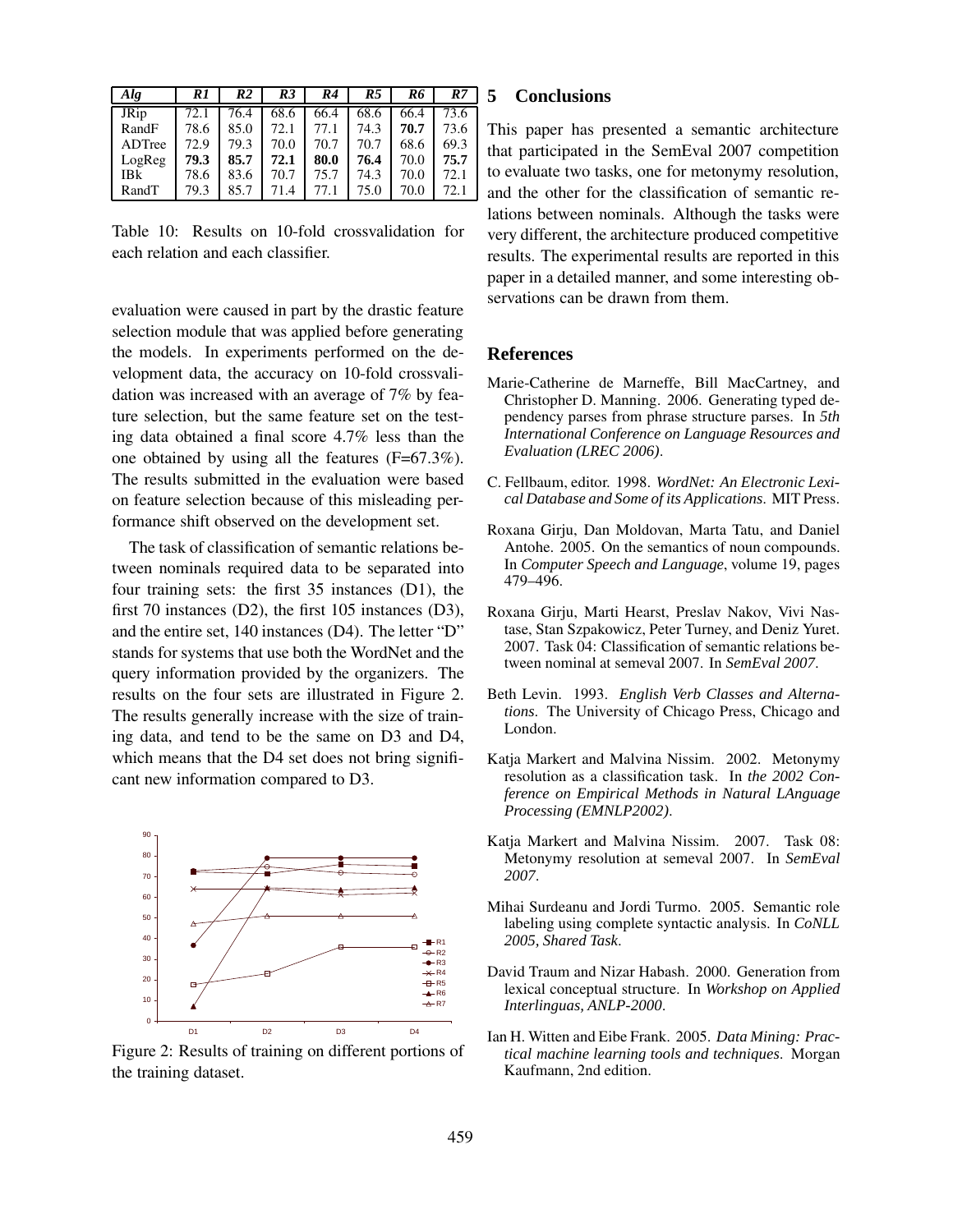| *Alg* | *R1* | *R2* | *R3* | *R4* | *R5* | *R6* | *R7* |
|---|---|---|---|---|---|---|---|
| JRip | 72.1 | 76.4 | 68.6 | 66.4 | 68.6 | 66.4 | 73.6 |
| RandF | 78.6 | 85.0 | 72.1 | 77.1 | 74.3 | **70.7** | 73.6 |
| ADTree | 72.9 | 79.3 | 70.0 | 70.7 | 70.7 | 68.6 | 69.3 |
| LogReg | **79.3** | **85.7** | **72.1** | **80.0** | **76.4** | 70.0 | **75.7** |
| IBk | 78.6 | 83.6 | 70.7 | 75.7 | 74.3 | 70.0 | 72.1 |
| RandT | 79.3 | 85.7 | 71.4 | 77.1 | 75.0 | 70.0 | 72.1 |

Table 10: Results on 10-fold crossvalidation for each relation and each classifier.

evaluation were caused in part by the drastic feature selection module that was applied before generating the models. In experiments performed on the development data, the accuracy on 10-fold crossvalidation was increased with an average of 7% by feature selection, but the same feature set on the testing data obtained a final score 4.7% less than the one obtained by using all the features (F=67.3%). The results submitted in the evaluation were based on feature selection because of this misleading performance shift observed on the development set.

The task of classification of semantic relations between nominals required data to be separated into four training sets: the first 35 instances (D1), the first 70 instances (D2), the first 105 instances (D3), and the entire set, 140 instances (D4). The letter "D" stands for systems that use both the WordNet and the query information provided by the organizers. The results on the four sets are illustrated in Figure 2. The results generally increase with the size of training data, and tend to be the same on D3 and D4, which means that the D4 set does not bring significant new information compared to D3.

90
80
70
60
50
40
30
20
10
0
D1
D2
D3
D4
R1
R2
R3
R4
R5
R6
R7

Figure 2: Results of training on different portions of the training dataset.

## 5 Conclusions

This paper has presented a semantic architecture that participated in the SemEval 2007 competition to evaluate two tasks, one for metonymy resolution, and the other for the classification of semantic relations between nominals. Although the tasks were very different, the architecture produced competitive results. The experimental results are reported in this paper in a detailed manner, and some interesting observations can be drawn from them.

## References

Marie-Catherine de Marneffe, Bill MacCartney, and Christopher D. Manning. 2006. Generating typed dependency parses from phrase structure parses. In *5th International Conference on Language Resources and Evaluation (LREC 2006)*.

C. Fellbaum, editor. 1998. *WordNet: An Electronic Lexical Database and Some of its Applications*. MIT Press.

Roxana Girju, Dan Moldovan, Marta Tatu, and Daniel Antohe. 2005. On the semantics of noun compounds. In *Computer Speech and Language*, volume 19, pages 479–496.

Roxana Girju, Marti Hearst, Preslav Nakov, Vivi Nastase, Stan Szpakowicz, Peter Turney, and Deniz Yuret. 2007. Task 04: Classification of semantic relations between nominal at semeval 2007. In *SemEval 2007*.

Beth Levin. 1993. *English Verb Classes and Alternations*. The University of Chicago Press, Chicago and London.

Katja Markert and Malvina Nissim. 2002. Metonymy resolution as a classification task. In *the 2002 Conference on Empirical Methods in Natural LAnguage Processing (EMNLP2002)*.

Katja Markert and Malvina Nissim. 2007. Task 08: Metonymy resolution at semeval 2007. In *SemEval 2007*.

Mihai Surdeanu and Jordi Turmo. 2005. Semantic role labeling using complete syntactic analysis. In *CoNLL 2005, Shared Task*.

David Traum and Nizar Habash. 2000. Generation from lexical conceptual structure. In *Workshop on Applied Interlinguas, ANLP-2000*.

Ian H. Witten and Eibe Frank. 2005. *Data Mining: Practical machine learning tools and techniques*. Morgan Kaufmann, 2nd edition.